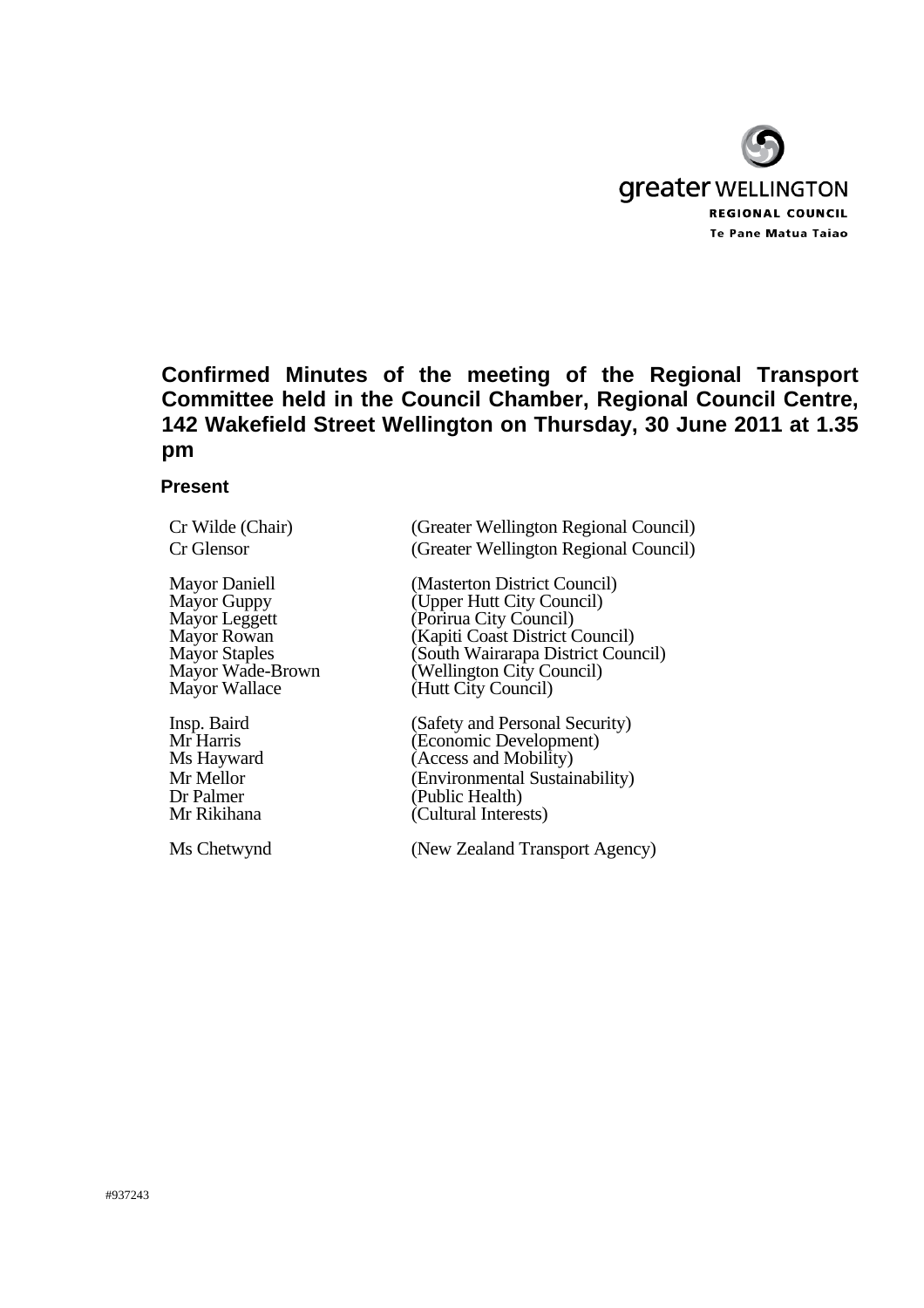greater WELLINGTON

REGIONAL COUNCIL

Te Pane Matua Taiao

# Confirmed Minutes of the meeting of the Regional Transport Committee held in the Council Chamber, Regional Council Centre, 142 Wakefield Street Wellington on Thursday, 30 June 2011 at 1.35 pm

## Present

| | |
|---|---|
| Cr Wilde (Chair) | (Greater Wellington Regional Council) |
| Cr Glensor | (Greater Wellington Regional Council) |
| Mayor Daniell | (Masterton District Council) |
| Mayor Guppy | (Upper Hutt City Council) |
| Mayor Leggett | (Porirua City Council) |
| Mayor Rowan | (Kapiti Coast District Council) |
| Mayor Staples | (South Wairarapa District Council) |
| Mayor Wade-Brown | (Wellington City Council) |
| Mayor Wallace | (Hutt City Council) |
| Insp. Baird | (Safety and Personal Security) |
| Mr Harris | (Economic Development) |
| Ms Hayward | (Access and Mobility) |
| Mr Mellor | (Environmental Sustainability) |
| Dr Palmer | (Public Health) |
| Mr Rikihana | (Cultural Interests) |
| Ms Chetwynd | (New Zealand Transport Agency) |

#937243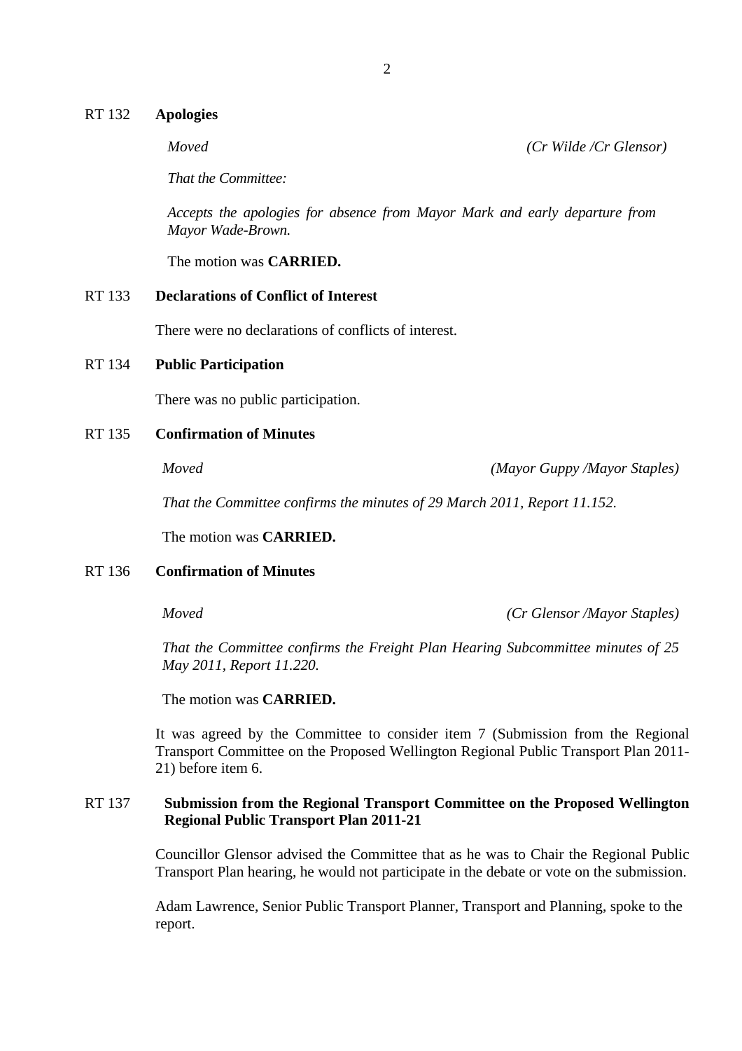## RT 132 **Apologies**

*Moved* *(Cr Wilde /Cr Glensor)*

*That the Committee:*

*Accepts the apologies for absence from Mayor Mark and early departure from Mayor Wade-Brown.*

The motion was **CARRIED.**

## RT 133 **Declarations of Conflict of Interest**

There were no declarations of conflicts of interest.

## RT 134 **Public Participation**

There was no public participation.

## RT 135 **Confirmation of Minutes**

*Moved* *(Mayor Guppy /Mayor Staples)*

*That the Committee confirms the minutes of 29 March 2011, Report 11.152.*

The motion was **CARRIED.**

## RT 136 **Confirmation of Minutes**

*Moved* *(Cr Glensor /Mayor Staples)*

*That the Committee confirms the Freight Plan Hearing Subcommittee minutes of 25 May 2011, Report 11.220.*

The motion was **CARRIED.**

It was agreed by the Committee to consider item 7 (Submission from the Regional Transport Committee on the Proposed Wellington Regional Public Transport Plan 2011-21) before item 6.

## RT 137 **Submission from the Regional Transport Committee on the Proposed Wellington Regional Public Transport Plan 2011-21**

Councillor Glensor advised the Committee that as he was to Chair the Regional Public Transport Plan hearing, he would not participate in the debate or vote on the submission.

Adam Lawrence, Senior Public Transport Planner, Transport and Planning, spoke to the report.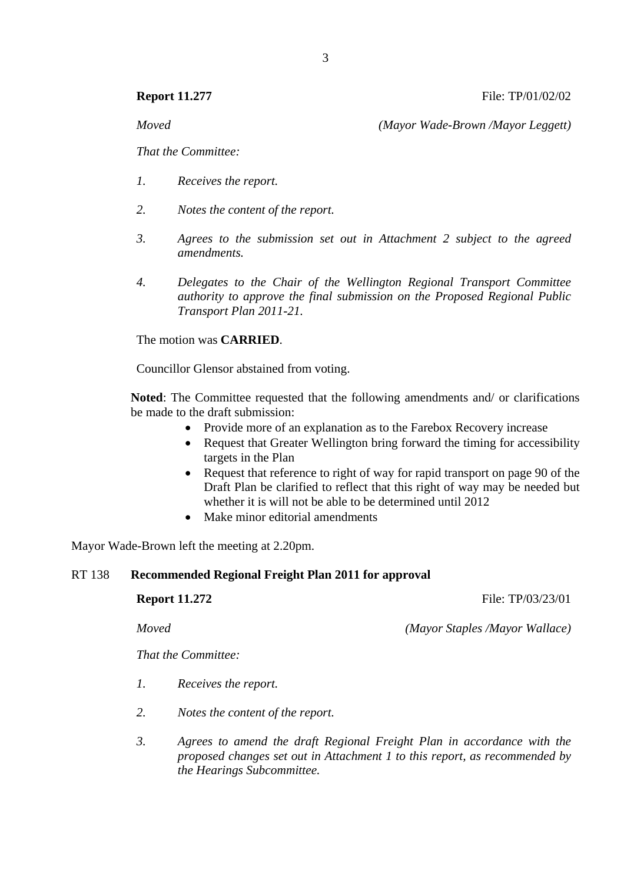**Report 11.277** File: TP/01/02/02

*Moved* *(Mayor Wade-Brown /Mayor Leggett)*

*That the Committee:*

1. *Receives the report.*

2. *Notes the content of the report.*

3. *Agrees to the submission set out in Attachment 2 subject to the agreed amendments.*

4. *Delegates to the Chair of the Wellington Regional Transport Committee authority to approve the final submission on the Proposed Regional Public Transport Plan 2011-21.*

The motion was **CARRIED**.

Councillor Glensor abstained from voting.

**Noted**: The Committee requested that the following amendments and/ or clarifications be made to the draft submission:

- Provide more of an explanation as to the Farebox Recovery increase
- Request that Greater Wellington bring forward the timing for accessibility targets in the Plan
- Request that reference to right of way for rapid transport on page 90 of the Draft Plan be clarified to reflect that this right of way may be needed but whether it is will not be able to be determined until 2012
- Make minor editorial amendments

Mayor Wade-Brown left the meeting at 2.20pm.

## RT 138 Recommended Regional Freight Plan 2011 for approval

**Report 11.272** File: TP/03/23/01

*Moved* *(Mayor Staples /Mayor Wallace)*

*That the Committee:*

1. *Receives the report.*

2. *Notes the content of the report.*

3. *Agrees to amend the draft Regional Freight Plan in accordance with the proposed changes set out in Attachment 1 to this report, as recommended by the Hearings Subcommittee.*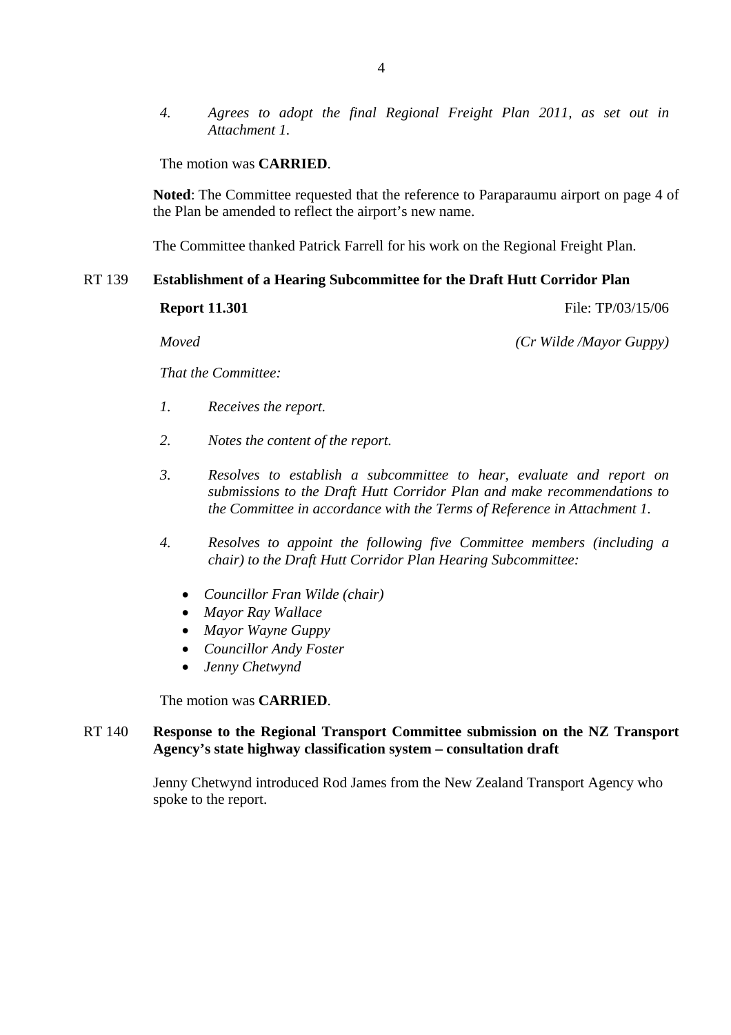*4. Agrees to adopt the final Regional Freight Plan 2011, as set out in Attachment 1.*

The motion was **CARRIED**.

**Noted**: The Committee requested that the reference to Paraparaumu airport on page 4 of the Plan be amended to reflect the airport's new name.

The Committee thanked Patrick Farrell for his work on the Regional Freight Plan.

### RT 139 Establishment of a Hearing Subcommittee for the Draft Hutt Corridor Plan

**Report 11.301** File: TP/03/15/06

*Moved* *(Cr Wilde /Mayor Guppy)*

*That the Committee:*

*1. Receives the report.*

*2. Notes the content of the report.*

*3. Resolves to establish a subcommittee to hear, evaluate and report on submissions to the Draft Hutt Corridor Plan and make recommendations to the Committee in accordance with the Terms of Reference in Attachment 1.*

*4. Resolves to appoint the following five Committee members (including a chair) to the Draft Hutt Corridor Plan Hearing Subcommittee:*

- *Councillor Fran Wilde (chair)*
- *Mayor Ray Wallace*
- *Mayor Wayne Guppy*
- *Councillor Andy Foster*
- *Jenny Chetwynd*

The motion was **CARRIED**.

### RT 140 Response to the Regional Transport Committee submission on the NZ Transport Agency's state highway classification system – consultation draft

Jenny Chetwynd introduced Rod James from the New Zealand Transport Agency who spoke to the report.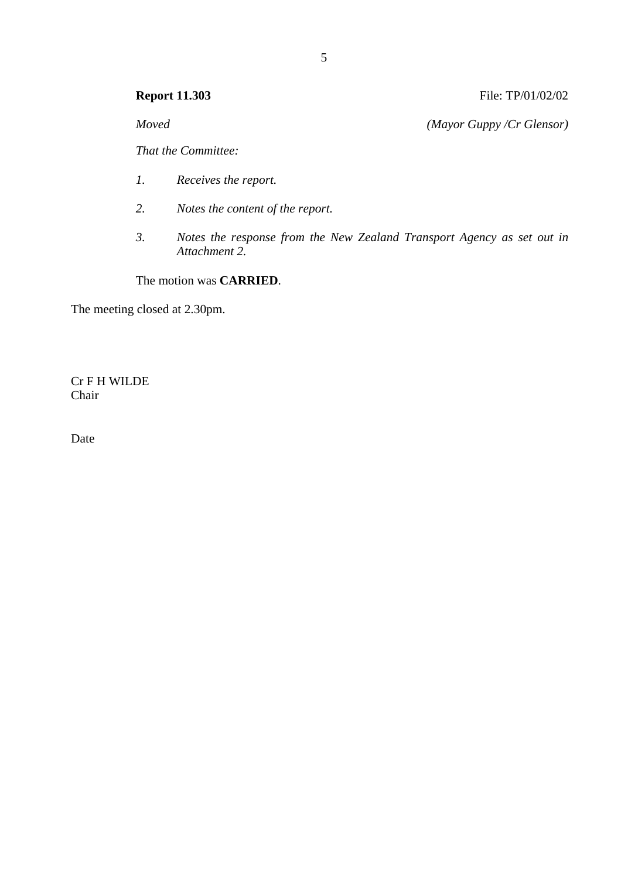**Report 11.303** File: TP/01/02/02

*Moved* *(Mayor Guppy /Cr Glensor)*

*That the Committee:*

1. *Receives the report.*

2. *Notes the content of the report.*

3. *Notes the response from the New Zealand Transport Agency as set out in Attachment 2.*

The motion was **CARRIED**.

The meeting closed at 2.30pm.

Cr F H WILDE
Chair

Date